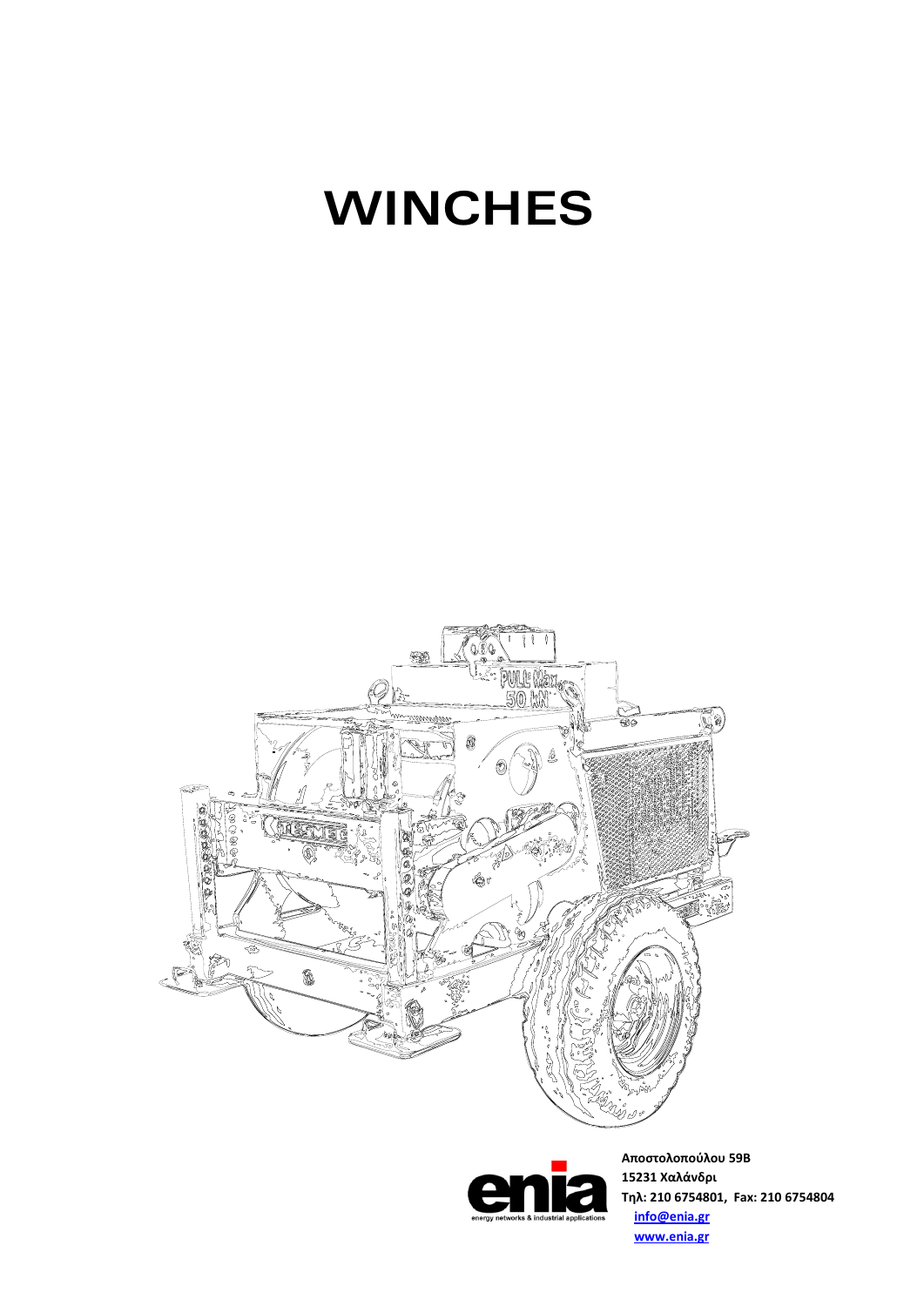# WINCHES

Αποστολοπούλου 59Β
15231 Χαλάνδρι
Τηλ: 210 6754801, Fax: 210 6754804
info@enia.gr
www.enia.gr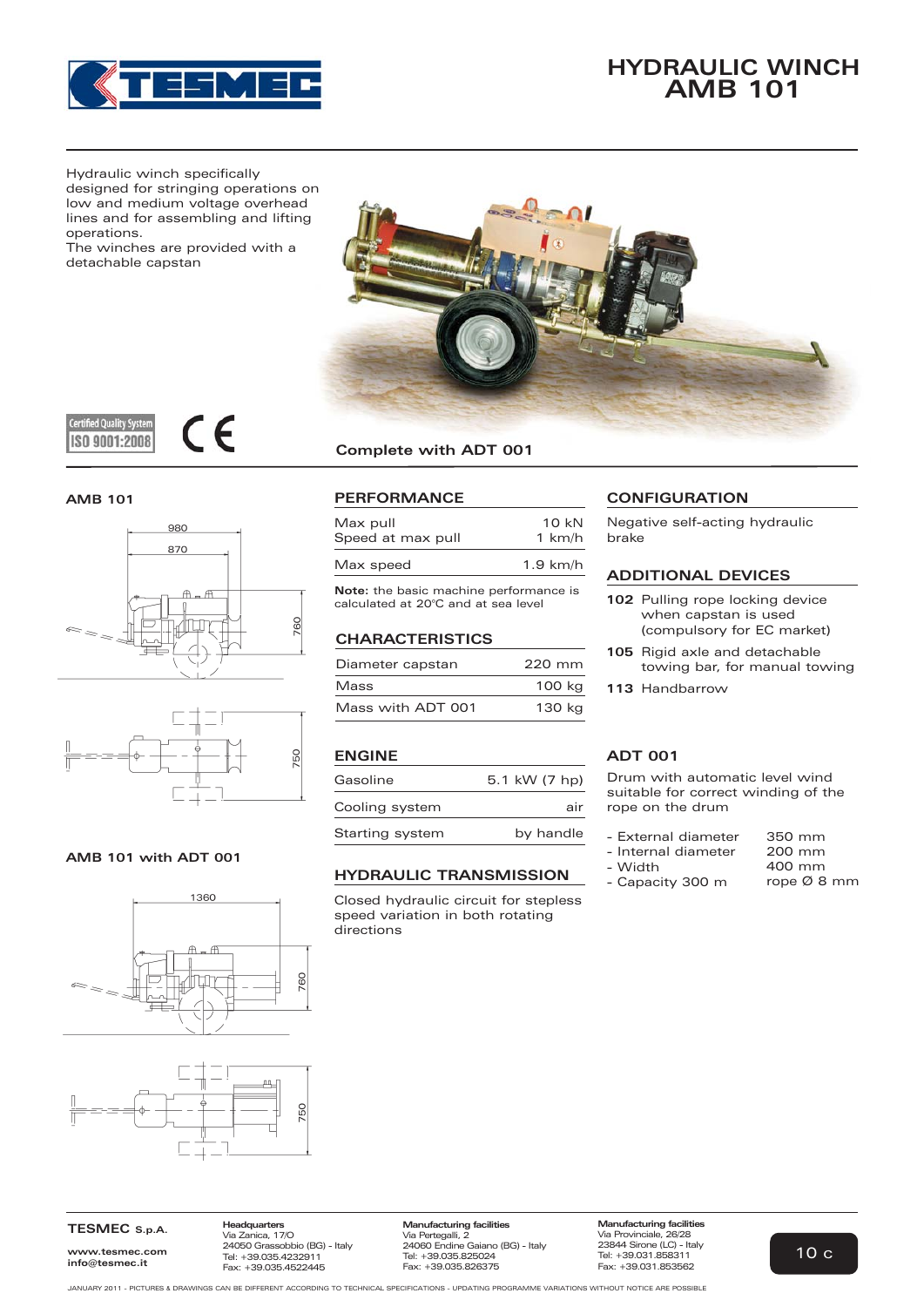# HYDRAULIC WINCH AMB 101

Hydraulic winch specifically designed for stringing operations on low and medium voltage overhead lines and for assembling and lifting operations.
The winches are provided with a detachable capstan

Complete with ADT 001

## AMB 101

980
870
760
750

## AMB 101 with ADT 001

1360
760
750

## PERFORMANCE

| | |
|---|---|
| Max pull | 10 kN |
| Speed at max pull | 1 km/h |
| Max speed | 1.9 km/h |

**Note:** the basic machine performance is calculated at 20°C and at sea level

## CHARACTERISTICS

| | |
|---|---|
| Diameter capstan | 220 mm |
| Mass | 100 kg |
| Mass with ADT 001 | 130 kg |

## ENGINE

| | |
|---|---|
| Gasoline | 5.1 kW (7 hp) |
| Cooling system | air |
| Starting system | by handle |

## HYDRAULIC TRANSMISSION

Closed hydraulic circuit for stepless speed variation in both rotating directions

## CONFIGURATION

Negative self-acting hydraulic brake

## ADDITIONAL DEVICES

**102** Pulling rope locking device when capstan is used (compulsory for EC market)

**105** Rigid axle and detachable towing bar, for manual towing

**113** Handbarrow

## ADT 001

Drum with automatic level wind suitable for correct winding of the rope on the drum

| | |
|---|---|
| - External diameter | 350 mm |
| - Internal diameter | 200 mm |
| - Width | 400 mm |
| - Capacity 300 m | rope Ø 8 mm |

**TESMEC S.p.A.**
www.tesmec.com
info@tesmec.it

**Headquarters**
Via Zanica, 17/O
24050 Grassobbio (BG) - Italy
Tel: +39.035.4232911
Fax: +39.035.4522445

**Manufacturing facilities**
Via Pertegalli, 2
24060 Endine Gaiano (BG) - Italy
Tel: +39.035.825024
Fax: +39.035.826375

**Manufacturing facilities**
Via Provinciale, 26/28
23844 Sirone (LC) - Italy
Tel: +39.031.858311
Fax: +39.031.853562

JANUARY 2011 - PICTURES & DRAWINGS CAN BE DIFFERENT ACCORDING TO TECHNICAL SPECIFICATIONS - UPDATING PROGRAMME VARIATIONS WITHOUT NOTICE ARE POSSIBLE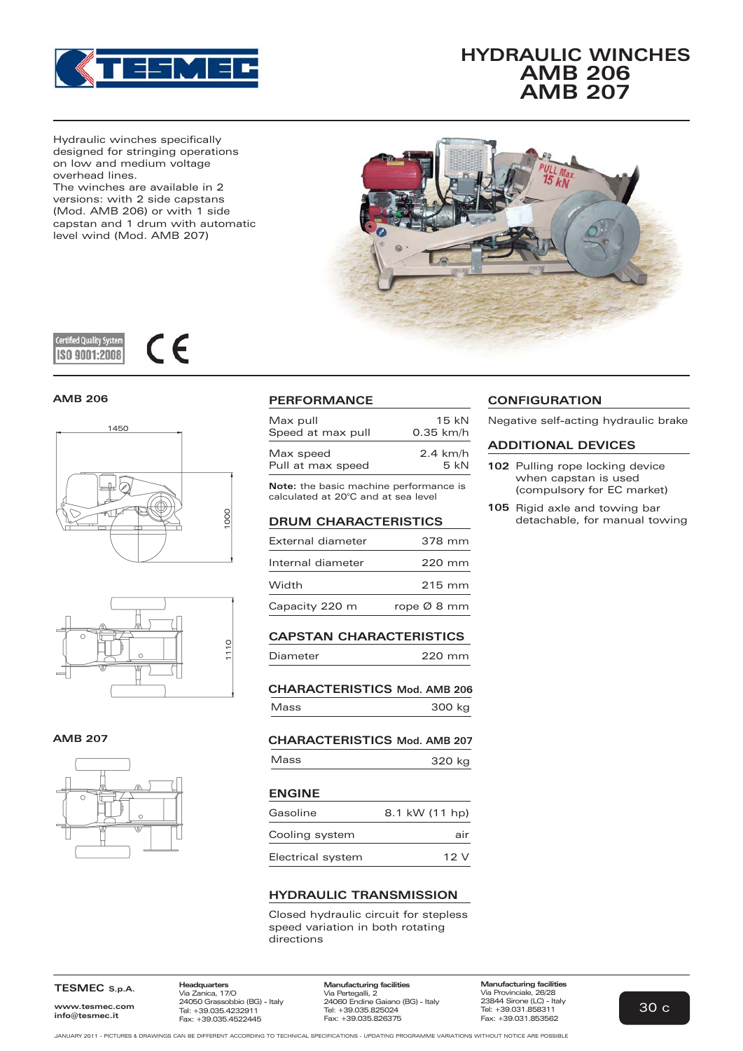# HYDRAULIC WINCHES AMB 206 AMB 207

Hydraulic winches specifically designed for stringing operations on low and medium voltage overhead lines.
The winches are available in 2 versions: with 2 side capstans (Mod. AMB 206) or with 1 side capstan and 1 drum with automatic level wind (Mod. AMB 207)

Certified Quality System ISO 9001:2008

CE

### AMB 206

1450

1000

1110

### AMB 207

## PERFORMANCE

| | |
|---|---|
| Max pull | 15 kN |
| Speed at max pull | 0.35 km/h |
| Max speed | 2.4 km/h |
| Pull at max speed | 5 kN |

**Note:** the basic machine performance is calculated at 20°C and at sea level

## DRUM CHARACTERISTICS

| | |
|---|---|
| External diameter | 378 mm |
| Internal diameter | 220 mm |
| Width | 215 mm |
| Capacity 220 m | rope Ø 8 mm |

## CAPSTAN CHARACTERISTICS

| | |
|---|---|
| Diameter | 220 mm |

## CHARACTERISTICS Mod. AMB 206

| | |
|---|---|
| Mass | 300 kg |

## CHARACTERISTICS Mod. AMB 207

| | |
|---|---|
| Mass | 320 kg |

## ENGINE

| | |
|---|---|
| Gasoline | 8.1 kW (11 hp) |
| Cooling system | air |
| Electrical system | 12 V |

## HYDRAULIC TRANSMISSION

Closed hydraulic circuit for stepless speed variation in both rotating directions

## CONFIGURATION

Negative self-acting hydraulic brake

## ADDITIONAL DEVICES

**102** Pulling rope locking device when capstan is used (compulsory for EC market)

**105** Rigid axle and towing bar detachable, for manual towing

**TESMEC S.p.A.**
www.tesmec.com
info@tesmec.it

**Headquarters**
Via Zanica, 17/O
24050 Grassobbio (BG) - Italy
Tel: +39.035.4232911
Fax: +39.035.4522445

**Manufacturing facilities**
Via Pertegalli, 2
24060 Endine Gaiano (BG) - Italy
Tel: +39.035.825024
Fax: +39.035.826375

**Manufacturing facilities**
Via Provinciale, 26/28
23844 Sirone (LC) - Italy
Tel: +39.031.858311
Fax: +39.031.853562

30 c

JANUARY 2011 - PICTURES & DRAWINGS CAN BE DIFFERENT ACCORDING TO TECHNICAL SPECIFICATIONS - UPDATING PROGRAMME VARIATIONS WITHOUT NOTICE ARE POSSIBLE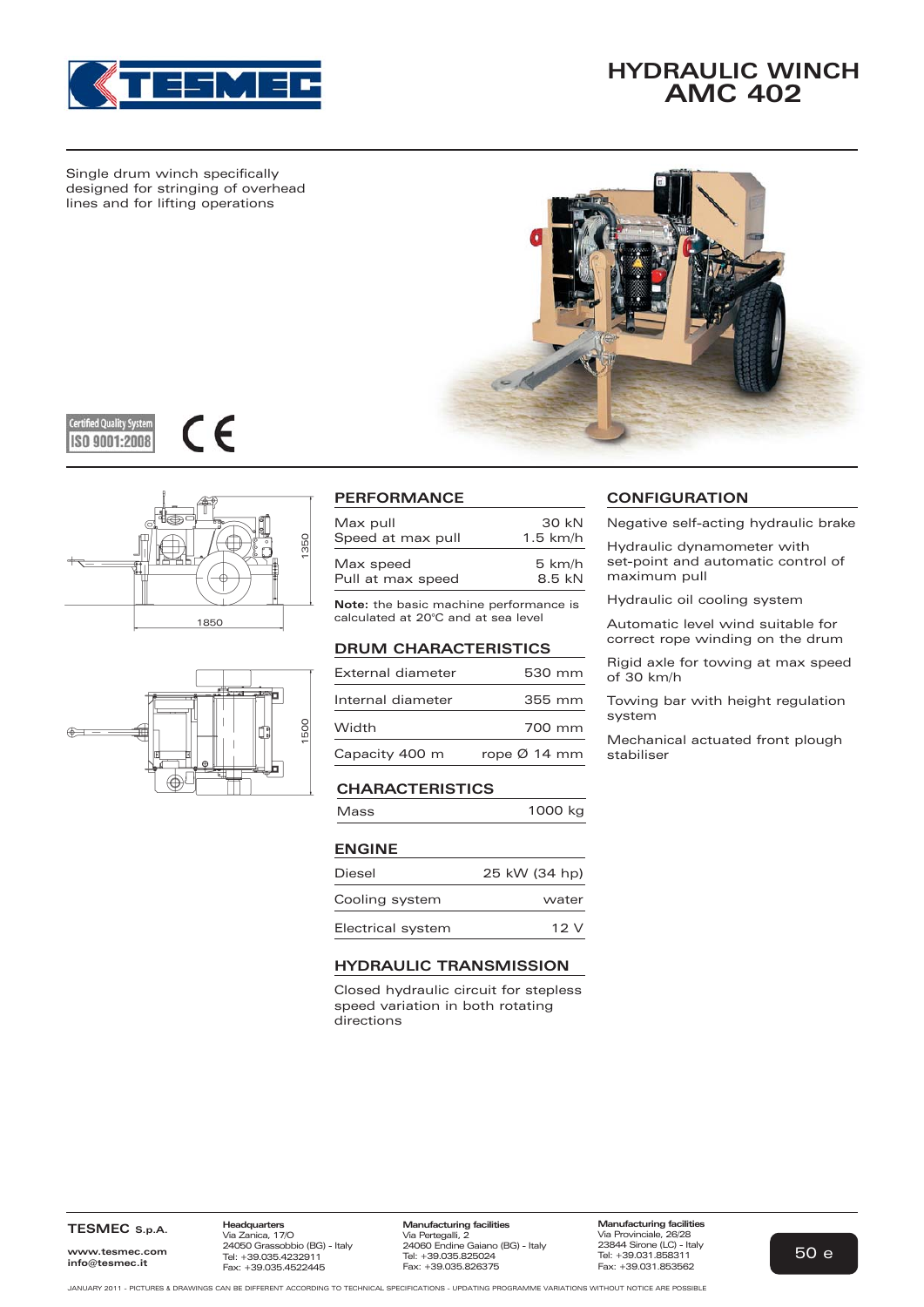# HYDRAULIC WINCH AMC 402

Single drum winch specifically designed for stringing of overhead lines and for lifting operations

Certified Quality System ISO 9001:2008

CE

1350

1850

1500

## PERFORMANCE

| | |
|---|---|
| Max pull | 30 kN |
| Speed at max pull | 1.5 km/h |
| Max speed | 5 km/h |
| Pull at max speed | 8.5 kN |

**Note:** the basic machine performance is calculated at 20°C and at sea level

## DRUM CHARACTERISTICS

| | |
|---|---|
| External diameter | 530 mm |
| Internal diameter | 355 mm |
| Width | 700 mm |
| Capacity 400 m | rope Ø 14 mm |

## CHARACTERISTICS

| | |
|---|---|
| Mass | 1000 kg |

## ENGINE

| | |
|---|---|
| Diesel | 25 kW (34 hp) |
| Cooling system | water |
| Electrical system | 12 V |

## HYDRAULIC TRANSMISSION

Closed hydraulic circuit for stepless speed variation in both rotating directions

## CONFIGURATION

Negative self-acting hydraulic brake

Hydraulic dynamometer with set-point and automatic control of maximum pull

Hydraulic oil cooling system

Automatic level wind suitable for correct rope winding on the drum

Rigid axle for towing at max speed of 30 km/h

Towing bar with height regulation system

Mechanical actuated front plough stabiliser

---

**TESMEC S.p.A.**

www.tesmec.com
info@tesmec.it

**Headquarters**
Via Zanica, 17/O
24050 Grassobbio (BG) - Italy
Tel: +39.035.4232911
Fax: +39.035.4522445

**Manufacturing facilities**
Via Pertegalli, 2
24060 Endine Gaiano (BG) - Italy
Tel: +39.035.825024
Fax: +39.035.826375

**Manufacturing facilities**
Via Provinciale, 26/28
23844 Sirone (LC) - Italy
Tel: +39.031.858311
Fax: +39.031.853562

50 e

JANUARY 2011 - PICTURES & DRAWINGS CAN BE DIFFERENT ACCORDING TO TECHNICAL SPECIFICATIONS - UPDATING PROGRAMME VARIATIONS WITHOUT NOTICE ARE POSSIBLE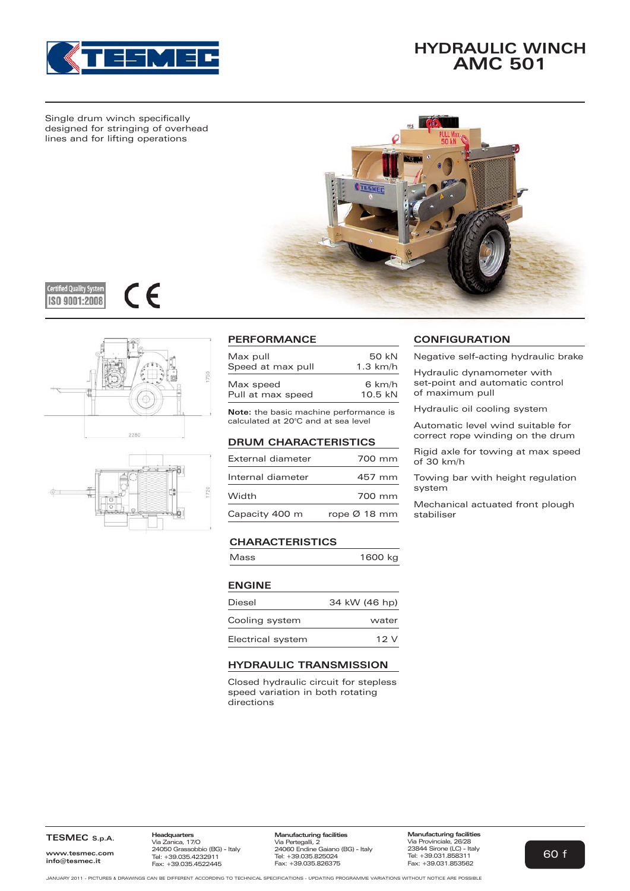# HYDRAULIC WINCH AMC 501

Single drum winch specifically designed for stringing of overhead lines and for lifting operations

Certified Quality System ISO 9001:2008

CE

2280

1750

1720

## PERFORMANCE

| | |
|---|---|
| Max pull | 50 kN |
| Speed at max pull | 1.3 km/h |
| Max speed | 6 km/h |
| Pull at max speed | 10.5 kN |

**Note:** the basic machine performance is calculated at 20°C and at sea level

## DRUM CHARACTERISTICS

| | |
|---|---|
| External diameter | 700 mm |
| Internal diameter | 457 mm |
| Width | 700 mm |
| Capacity 400 m | rope Ø 18 mm |

## CHARACTERISTICS

| | |
|---|---|
| Mass | 1600 kg |

## ENGINE

| | |
|---|---|
| Diesel | 34 kW (46 hp) |
| Cooling system | water |
| Electrical system | 12 V |

## HYDRAULIC TRANSMISSION

Closed hydraulic circuit for stepless speed variation in both rotating directions

## CONFIGURATION

Negative self-acting hydraulic brake

Hydraulic dynamometer with set-point and automatic control of maximum pull

Hydraulic oil cooling system

Automatic level wind suitable for correct rope winding on the drum

Rigid axle for towing at max speed of 30 km/h

Towing bar with height regulation system

Mechanical actuated front plough stabiliser

**TESMEC S.p.A.**

www.tesmec.com
info@tesmec.it

**Headquarters**
Via Zanica, 17/O
24050 Grassobbio (BG) - Italy
Tel: +39.035.4232911
Fax: +39.035.4522445

**Manufacturing facilities**
Via Pertegalli, 2
24060 Endine Gaiano (BG) - Italy
Tel: +39.035.825024
Fax: +39.035.826375

**Manufacturing facilities**
Via Provinciale, 26/28
23844 Sirone (LC) - Italy
Tel: +39.031.858311
Fax: +39.031.853562

60 f

JANUARY 2011 - PICTURES & DRAWINGS CAN BE DIFFERENT ACCORDING TO TECHNICAL SPECIFICATIONS - UPDATING PROGRAMME VARIATIONS WITHOUT NOTICE ARE POSSIBLE